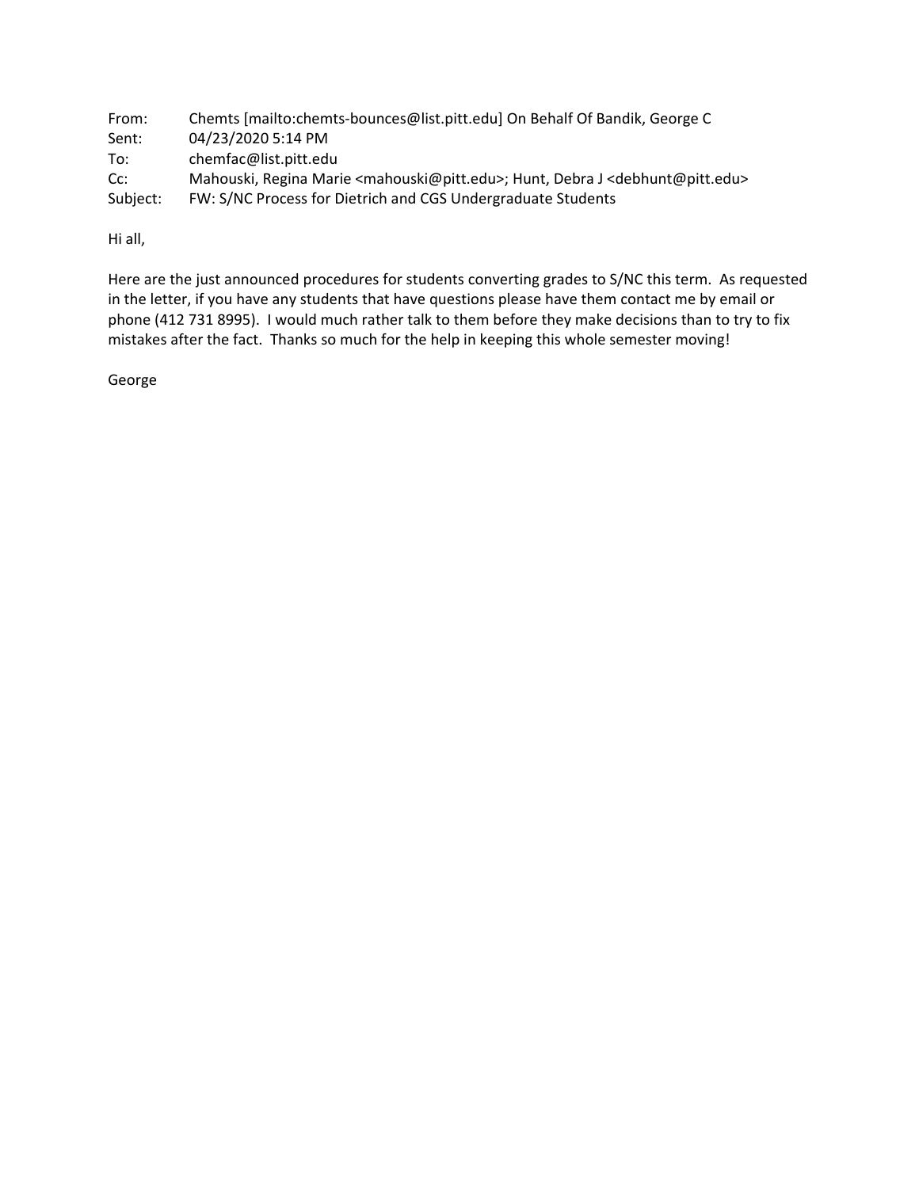From: Chemts [mailto:chemts-bounces@list.pitt.edu] On Behalf Of Bandik, George C
Sent: 04/23/2020 5:14 PM
To: chemfac@list.pitt.edu
Cc: Mahouski, Regina Marie <mahouski@pitt.edu>; Hunt, Debra J <debhunt@pitt.edu>
Subject: FW: S/NC Process for Dietrich and CGS Undergraduate Students

Hi all,

Here are the just announced procedures for students converting grades to S/NC this term. As requested in the letter, if you have any students that have questions please have them contact me by email or phone (412 731 8995). I would much rather talk to them before they make decisions than to try to fix mistakes after the fact. Thanks so much for the help in keeping this whole semester moving!

George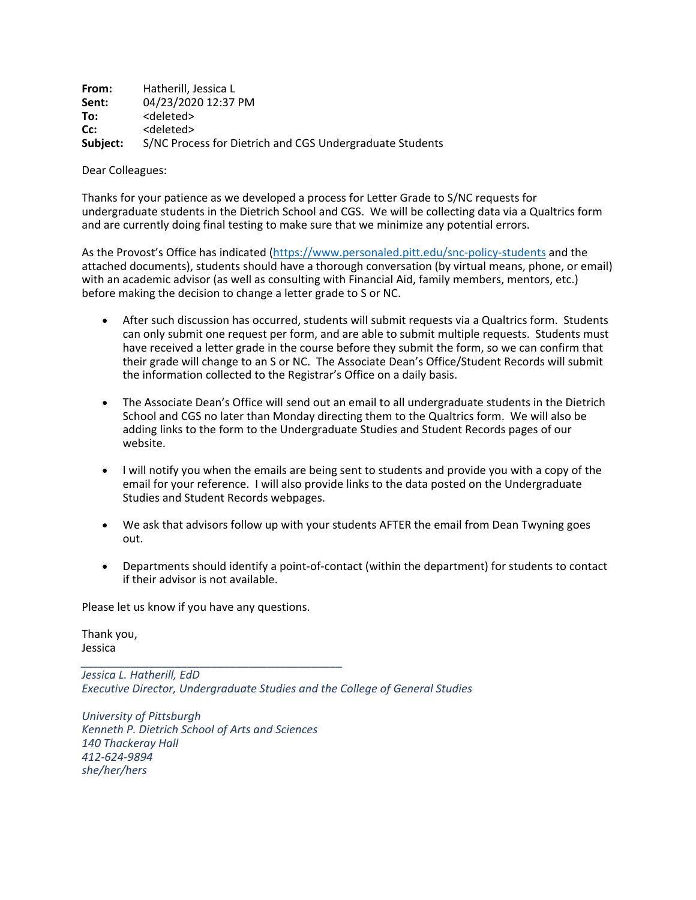**From:** Hatherill, Jessica L
**Sent:** 04/23/2020 12:37 PM
**To:** <deleted>
**Cc:** <deleted>
**Subject:** S/NC Process for Dietrich and CGS Undergraduate Students

Dear Colleagues:

Thanks for your patience as we developed a process for Letter Grade to S/NC requests for undergraduate students in the Dietrich School and CGS. We will be collecting data via a Qualtrics form and are currently doing final testing to make sure that we minimize any potential errors.

As the Provost's Office has indicated (https://www.personaled.pitt.edu/snc-policy-students and the attached documents), students should have a thorough conversation (by virtual means, phone, or email) with an academic advisor (as well as consulting with Financial Aid, family members, mentors, etc.) before making the decision to change a letter grade to S or NC.

- After such discussion has occurred, students will submit requests via a Qualtrics form. Students can only submit one request per form, and are able to submit multiple requests. Students must have received a letter grade in the course before they submit the form, so we can confirm that their grade will change to an S or NC. The Associate Dean's Office/Student Records will submit the information collected to the Registrar's Office on a daily basis.
- The Associate Dean's Office will send out an email to all undergraduate students in the Dietrich School and CGS no later than Monday directing them to the Qualtrics form. We will also be adding links to the form to the Undergraduate Studies and Student Records pages of our website.
- I will notify you when the emails are being sent to students and provide you with a copy of the email for your reference. I will also provide links to the data posted on the Undergraduate Studies and Student Records webpages.
- We ask that advisors follow up with your students AFTER the email from Dean Twyning goes out.
- Departments should identify a point-of-contact (within the department) for students to contact if their advisor is not available.

Please let us know if you have any questions.

Thank you,
Jessica

---

*Jessica L. Hatherill, EdD*
*Executive Director, Undergraduate Studies and the College of General Studies*

*University of Pittsburgh*
*Kenneth P. Dietrich School of Arts and Sciences*
*140 Thackeray Hall*
*412-624-9894*
*she/her/hers*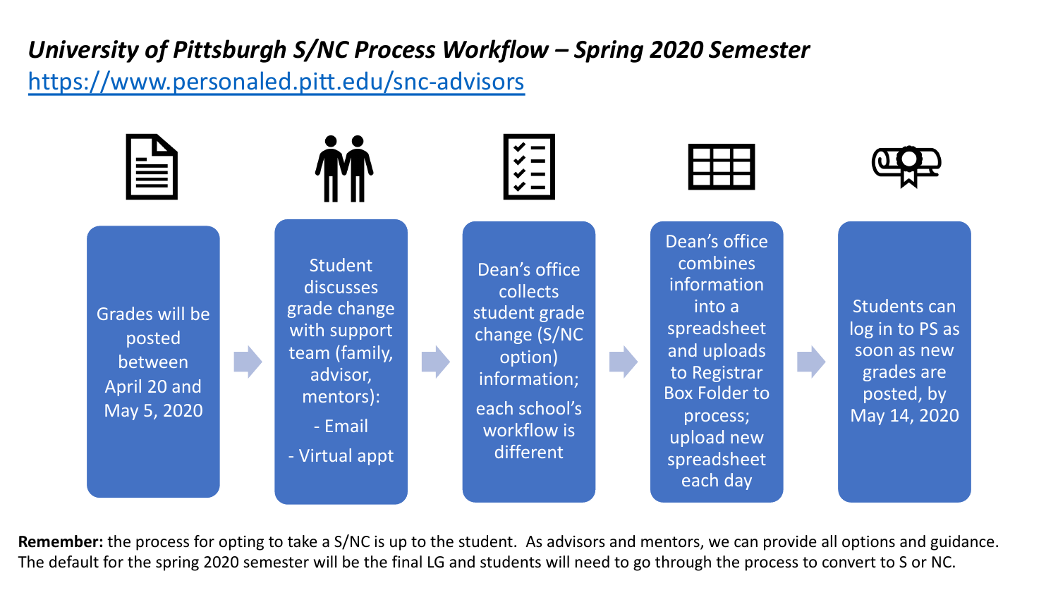# *University of Pittsburgh S/NC Process Workflow – Spring 2020 Semester*

https://www.personaled.pitt.edu/snc-advisors

1. Grades will be posted between April 20 and May 5, 2020
2. Student discusses grade change with support team (family, advisor, mentors):
   - Email
   - Virtual appt
3. Dean's office collects student grade change (S/NC option) information; each school's workflow is different
4. Dean's office combines information into a spreadsheet and uploads to Registrar Box Folder to process; upload new spreadsheet each day
5. Students can log in to PS as soon as new grades are posted, by May 14, 2020

**Remember:** the process for opting to take a S/NC is up to the student. As advisors and mentors, we can provide all options and guidance. The default for the spring 2020 semester will be the final LG and students will need to go through the process to convert to S or NC.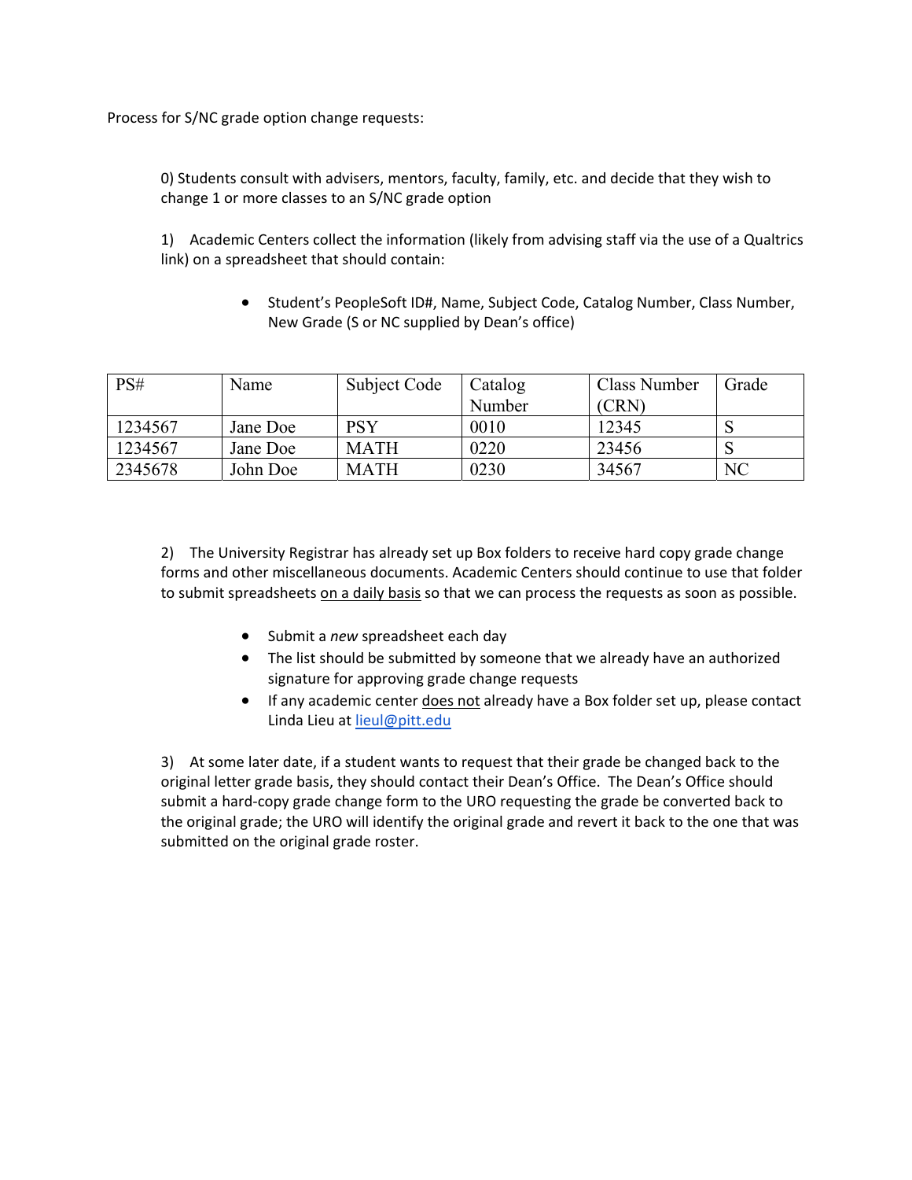Process for S/NC grade option change requests:

0) Students consult with advisers, mentors, faculty, family, etc. and decide that they wish to change 1 or more classes to an S/NC grade option

1) Academic Centers collect the information (likely from advising staff via the use of a Qualtrics link) on a spreadsheet that should contain:

- Student's PeopleSoft ID#, Name, Subject Code, Catalog Number, Class Number, New Grade (S or NC supplied by Dean's office)

| PS# | Name | Subject Code | Catalog Number | Class Number (CRN) | Grade |
|---|---|---|---|---|---|
| 1234567 | Jane Doe | PSY | 0010 | 12345 | S |
| 1234567 | Jane Doe | MATH | 0220 | 23456 | S |
| 2345678 | John Doe | MATH | 0230 | 34567 | NC |

2) The University Registrar has already set up Box folders to receive hard copy grade change forms and other miscellaneous documents. Academic Centers should continue to use that folder to submit spreadsheets <u>on a daily basis</u> so that we can process the requests as soon as possible.

- Submit a *new* spreadsheet each day
- The list should be submitted by someone that we already have an authorized signature for approving grade change requests
- If any academic center <u>does not</u> already have a Box folder set up, please contact Linda Lieu at lieul@pitt.edu

3) At some later date, if a student wants to request that their grade be changed back to the original letter grade basis, they should contact their Dean's Office. The Dean's Office should submit a hard-copy grade change form to the URO requesting the grade be converted back to the original grade; the URO will identify the original grade and revert it back to the one that was submitted on the original grade roster.